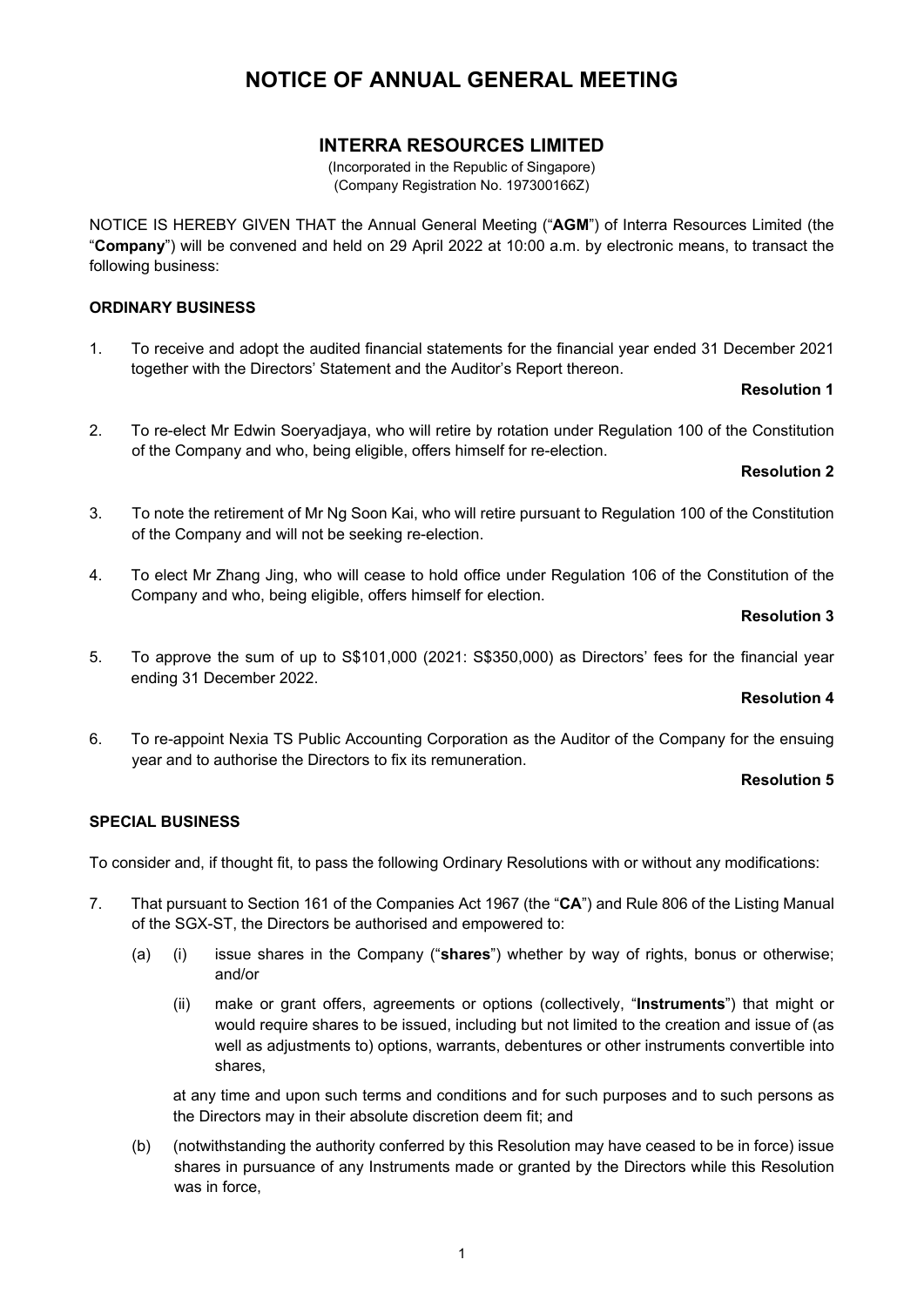# NOTICE OF ANNUAL GENERAL MEETING

## INTERRA RESOURCES LIMITED

(Incorporated in the Republic of Singapore)
(Company Registration No. 197300166Z)

NOTICE IS HEREBY GIVEN THAT the Annual General Meeting ("**AGM**") of Interra Resources Limited (the "**Company**") will be convened and held on 29 April 2022 at 10:00 a.m. by electronic means, to transact the following business:

### ORDINARY BUSINESS

1. To receive and adopt the audited financial statements for the financial year ended 31 December 2021 together with the Directors' Statement and the Auditor's Report thereon.

   **Resolution 1**

2. To re-elect Mr Edwin Soeryadjaya, who will retire by rotation under Regulation 100 of the Constitution of the Company and who, being eligible, offers himself for re-election.

   **Resolution 2**

3. To note the retirement of Mr Ng Soon Kai, who will retire pursuant to Regulation 100 of the Constitution of the Company and will not be seeking re-election.

4. To elect Mr Zhang Jing, who will cease to hold office under Regulation 106 of the Constitution of the Company and who, being eligible, offers himself for election.

   **Resolution 3**

5. To approve the sum of up to S$101,000 (2021: S$350,000) as Directors' fees for the financial year ending 31 December 2022.

   **Resolution 4**

6. To re-appoint Nexia TS Public Accounting Corporation as the Auditor of the Company for the ensuing year and to authorise the Directors to fix its remuneration.

   **Resolution 5**

### SPECIAL BUSINESS

To consider and, if thought fit, to pass the following Ordinary Resolutions with or without any modifications:

7. That pursuant to Section 161 of the Companies Act 1967 (the "**CA**") and Rule 806 of the Listing Manual of the SGX-ST, the Directors be authorised and empowered to:

   (a) (i) issue shares in the Company ("**shares**") whether by way of rights, bonus or otherwise; and/or

   (ii) make or grant offers, agreements or options (collectively, "**Instruments**") that might or would require shares to be issued, including but not limited to the creation and issue of (as well as adjustments to) options, warrants, debentures or other instruments convertible into shares,

   at any time and upon such terms and conditions and for such purposes and to such persons as the Directors may in their absolute discretion deem fit; and

   (b) (notwithstanding the authority conferred by this Resolution may have ceased to be in force) issue shares in pursuance of any Instruments made or granted by the Directors while this Resolution was in force,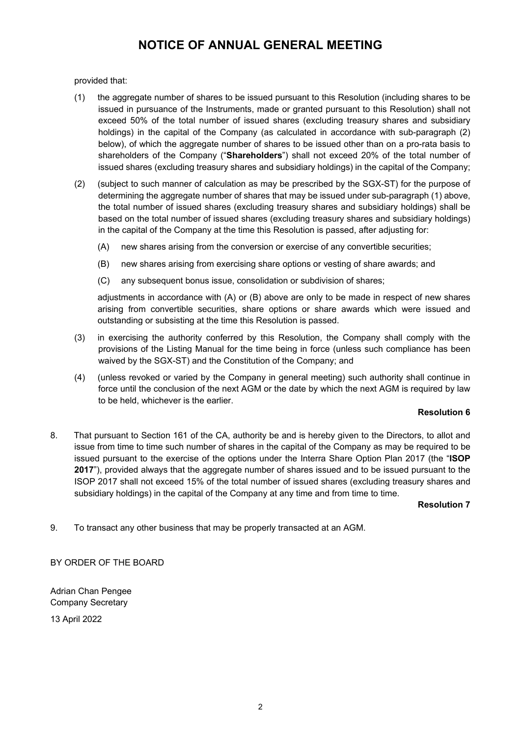# NOTICE OF ANNUAL GENERAL MEETING

provided that:

(1) the aggregate number of shares to be issued pursuant to this Resolution (including shares to be issued in pursuance of the Instruments, made or granted pursuant to this Resolution) shall not exceed 50% of the total number of issued shares (excluding treasury shares and subsidiary holdings) in the capital of the Company (as calculated in accordance with sub-paragraph (2) below), of which the aggregate number of shares to be issued other than on a pro-rata basis to shareholders of the Company ("**Shareholders**") shall not exceed 20% of the total number of issued shares (excluding treasury shares and subsidiary holdings) in the capital of the Company;

(2) (subject to such manner of calculation as may be prescribed by the SGX-ST) for the purpose of determining the aggregate number of shares that may be issued under sub-paragraph (1) above, the total number of issued shares (excluding treasury shares and subsidiary holdings) shall be based on the total number of issued shares (excluding treasury shares and subsidiary holdings) in the capital of the Company at the time this Resolution is passed, after adjusting for:

   (A) new shares arising from the conversion or exercise of any convertible securities;

   (B) new shares arising from exercising share options or vesting of share awards; and

   (C) any subsequent bonus issue, consolidation or subdivision of shares;

   adjustments in accordance with (A) or (B) above are only to be made in respect of new shares arising from convertible securities, share options or share awards which were issued and outstanding or subsisting at the time this Resolution is passed.

(3) in exercising the authority conferred by this Resolution, the Company shall comply with the provisions of the Listing Manual for the time being in force (unless such compliance has been waived by the SGX-ST) and the Constitution of the Company; and

(4) (unless revoked or varied by the Company in general meeting) such authority shall continue in force until the conclusion of the next AGM or the date by which the next AGM is required by law to be held, whichever is the earlier.

**Resolution 6**

8. That pursuant to Section 161 of the CA, authority be and is hereby given to the Directors, to allot and issue from time to time such number of shares in the capital of the Company as may be required to be issued pursuant to the exercise of the options under the Interra Share Option Plan 2017 (the "**ISOP 2017**"), provided always that the aggregate number of shares issued and to be issued pursuant to the ISOP 2017 shall not exceed 15% of the total number of issued shares (excluding treasury shares and subsidiary holdings) in the capital of the Company at any time and from time to time.

**Resolution 7**

9. To transact any other business that may be properly transacted at an AGM.

BY ORDER OF THE BOARD

Adrian Chan Pengee
Company Secretary

13 April 2022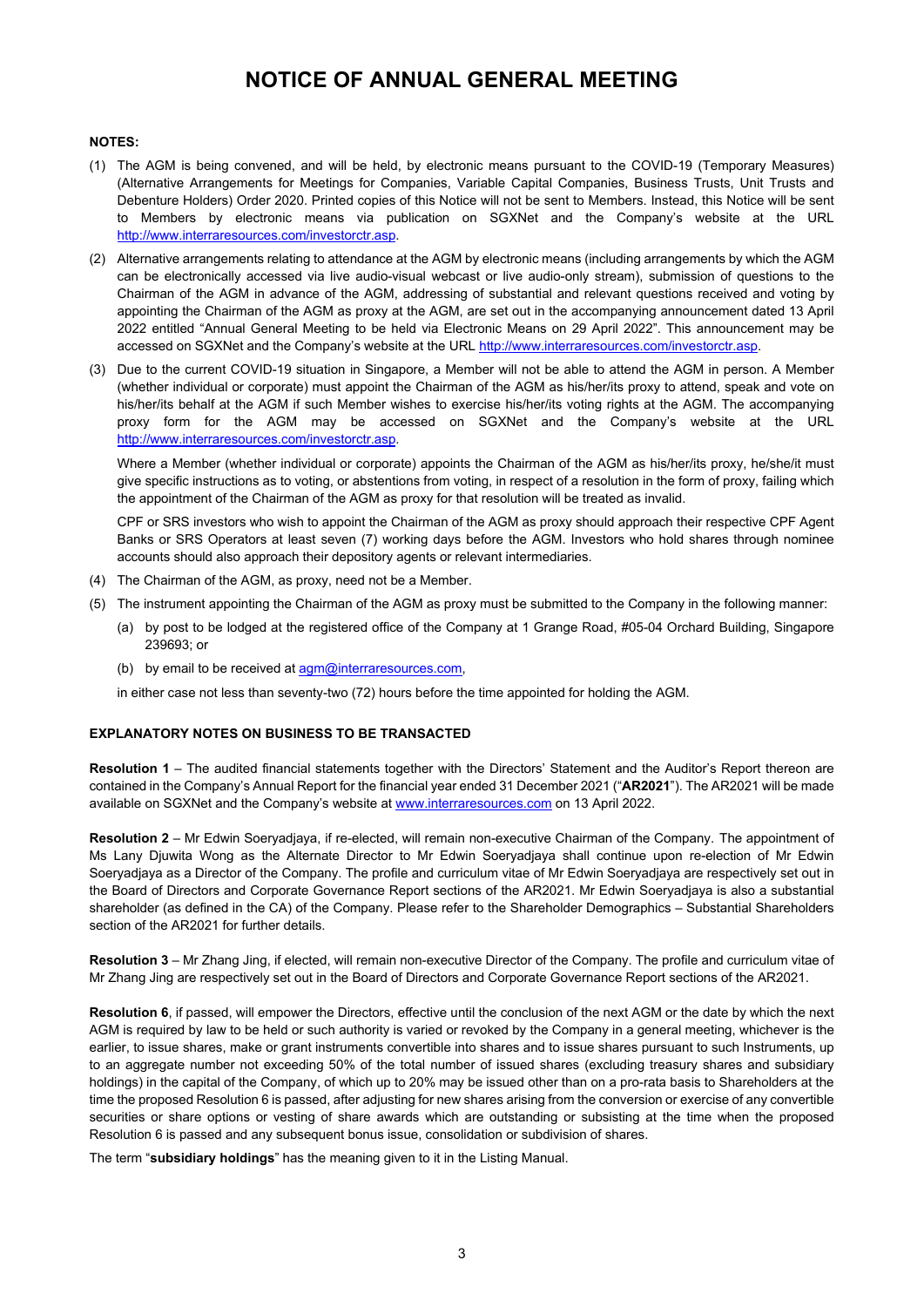# NOTICE OF ANNUAL GENERAL MEETING

**NOTES:**

(1) The AGM is being convened, and will be held, by electronic means pursuant to the COVID-19 (Temporary Measures) (Alternative Arrangements for Meetings for Companies, Variable Capital Companies, Business Trusts, Unit Trusts and Debenture Holders) Order 2020. Printed copies of this Notice will not be sent to Members. Instead, this Notice will be sent to Members by electronic means via publication on SGXNet and the Company's website at the URL http://www.interraresources.com/investorctr.asp.

(2) Alternative arrangements relating to attendance at the AGM by electronic means (including arrangements by which the AGM can be electronically accessed via live audio-visual webcast or live audio-only stream), submission of questions to the Chairman of the AGM in advance of the AGM, addressing of substantial and relevant questions received and voting by appointing the Chairman of the AGM as proxy at the AGM, are set out in the accompanying announcement dated 13 April 2022 entitled "Annual General Meeting to be held via Electronic Means on 29 April 2022". This announcement may be accessed on SGXNet and the Company's website at the URL http://www.interraresources.com/investorctr.asp.

(3) Due to the current COVID-19 situation in Singapore, a Member will not be able to attend the AGM in person. A Member (whether individual or corporate) must appoint the Chairman of the AGM as his/her/its proxy to attend, speak and vote on his/her/its behalf at the AGM if such Member wishes to exercise his/her/its voting rights at the AGM. The accompanying proxy form for the AGM may be accessed on SGXNet and the Company's website at the URL http://www.interraresources.com/investorctr.asp.

   Where a Member (whether individual or corporate) appoints the Chairman of the AGM as his/her/its proxy, he/she/it must give specific instructions as to voting, or abstentions from voting, in respect of a resolution in the form of proxy, failing which the appointment of the Chairman of the AGM as proxy for that resolution will be treated as invalid.

   CPF or SRS investors who wish to appoint the Chairman of the AGM as proxy should approach their respective CPF Agent Banks or SRS Operators at least seven (7) working days before the AGM. Investors who hold shares through nominee accounts should also approach their depository agents or relevant intermediaries.

(4) The Chairman of the AGM, as proxy, need not be a Member.

(5) The instrument appointing the Chairman of the AGM as proxy must be submitted to the Company in the following manner:

   (a) by post to be lodged at the registered office of the Company at 1 Grange Road, #05-04 Orchard Building, Singapore 239693; or

   (b) by email to be received at agm@interraresources.com,

   in either case not less than seventy-two (72) hours before the time appointed for holding the AGM.

**EXPLANATORY NOTES ON BUSINESS TO BE TRANSACTED**

**Resolution 1** – The audited financial statements together with the Directors' Statement and the Auditor's Report thereon are contained in the Company's Annual Report for the financial year ended 31 December 2021 ("**AR2021**"). The AR2021 will be made available on SGXNet and the Company's website at www.interraresources.com on 13 April 2022.

**Resolution 2** – Mr Edwin Soeryadjaya, if re-elected, will remain non-executive Chairman of the Company. The appointment of Ms Lany Djuwita Wong as the Alternate Director to Mr Edwin Soeryadjaya shall continue upon re-election of Mr Edwin Soeryadjaya as a Director of the Company. The profile and curriculum vitae of Mr Edwin Soeryadjaya are respectively set out in the Board of Directors and Corporate Governance Report sections of the AR2021. Mr Edwin Soeryadjaya is also a substantial shareholder (as defined in the CA) of the Company. Please refer to the Shareholder Demographics – Substantial Shareholders section of the AR2021 for further details.

**Resolution 3** – Mr Zhang Jing, if elected, will remain non-executive Director of the Company. The profile and curriculum vitae of Mr Zhang Jing are respectively set out in the Board of Directors and Corporate Governance Report sections of the AR2021.

**Resolution 6**, if passed, will empower the Directors, effective until the conclusion of the next AGM or the date by which the next AGM is required by law to be held or such authority is varied or revoked by the Company in a general meeting, whichever is the earlier, to issue shares, make or grant instruments convertible into shares and to issue shares pursuant to such Instruments, up to an aggregate number not exceeding 50% of the total number of issued shares (excluding treasury shares and subsidiary holdings) in the capital of the Company, of which up to 20% may be issued other than on a pro-rata basis to Shareholders at the time the proposed Resolution 6 is passed, after adjusting for new shares arising from the conversion or exercise of any convertible securities or share options or vesting of share awards which are outstanding or subsisting at the time when the proposed Resolution 6 is passed and any subsequent bonus issue, consolidation or subdivision of shares.

The term "**subsidiary holdings**" has the meaning given to it in the Listing Manual.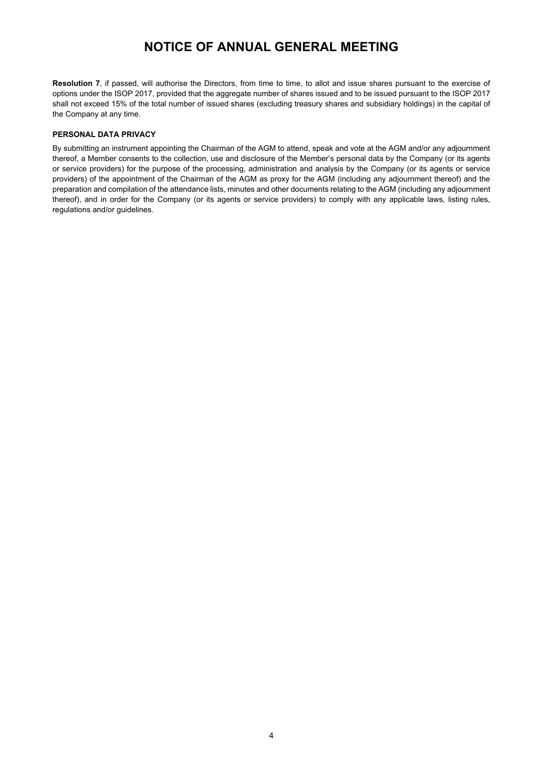# NOTICE OF ANNUAL GENERAL MEETING

**Resolution 7**, if passed, will authorise the Directors, from time to time, to allot and issue shares pursuant to the exercise of options under the ISOP 2017, provided that the aggregate number of shares issued and to be issued pursuant to the ISOP 2017 shall not exceed 15% of the total number of issued shares (excluding treasury shares and subsidiary holdings) in the capital of the Company at any time.

**PERSONAL DATA PRIVACY**

By submitting an instrument appointing the Chairman of the AGM to attend, speak and vote at the AGM and/or any adjournment thereof, a Member consents to the collection, use and disclosure of the Member's personal data by the Company (or its agents or service providers) for the purpose of the processing, administration and analysis by the Company (or its agents or service providers) of the appointment of the Chairman of the AGM as proxy for the AGM (including any adjournment thereof) and the preparation and compilation of the attendance lists, minutes and other documents relating to the AGM (including any adjournment thereof), and in order for the Company (or its agents or service providers) to comply with any applicable laws, listing rules, regulations and/or guidelines.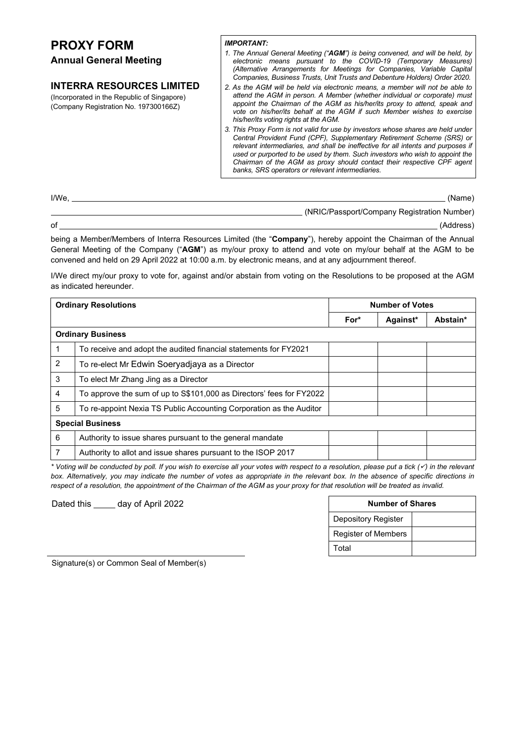# PROXY FORM

## Annual General Meeting

## INTERRA RESOURCES LIMITED

(Incorporated in the Republic of Singapore)
(Company Registration No. 197300166Z)

***IMPORTANT:***

1. *The Annual General Meeting ("**AGM**") is being convened, and will be held, by electronic means pursuant to the COVID-19 (Temporary Measures) (Alternative Arrangements for Meetings for Companies, Variable Capital Companies, Business Trusts, Unit Trusts and Debenture Holders) Order 2020.*
2. *As the AGM will be held via electronic means, a member will not be able to attend the AGM in person. A Member (whether individual or corporate) must appoint the Chairman of the AGM as his/her/its proxy to attend, speak and vote on his/her/its behalf at the AGM if such Member wishes to exercise his/her/its voting rights at the AGM.*
3. *This Proxy Form is not valid for use by investors whose shares are held under Central Provident Fund (CPF), Supplementary Retirement Scheme (SRS) or relevant intermediaries, and shall be ineffective for all intents and purposes if used or purported to be used by them. Such investors who wish to appoint the Chairman of the AGM as proxy should contact their respective CPF agent banks, SRS operators or relevant intermediaries.*

I/We, ____________________________________________ (Name)

____________________________________________ (NRIC/Passport/Company Registration Number)

of ____________________________________________ (Address)

being a Member/Members of Interra Resources Limited (the "**Company**"), hereby appoint the Chairman of the Annual General Meeting of the Company ("**AGM**") as my/our proxy to attend and vote on my/our behalf at the AGM to be convened and held on 29 April 2022 at 10:00 a.m. by electronic means, and at any adjournment thereof.

I/We direct my/our proxy to vote for, against and/or abstain from voting on the Resolutions to be proposed at the AGM as indicated hereunder.

| **Ordinary Resolutions** | | **Number of Votes** | | |
|---|---|---|---|---|
| | | **For*** | **Against*** | **Abstain*** |
| **Ordinary Business** | | | | |
| 1 | To receive and adopt the audited financial statements for FY2021 | | | |
| 2 | To re-elect Mr Edwin Soeryadjaya as a Director | | | |
| 3 | To elect Mr Zhang Jing as a Director | | | |
| 4 | To approve the sum of up to S$101,000 as Directors' fees for FY2022 | | | |
| 5 | To re-appoint Nexia TS Public Accounting Corporation as the Auditor | | | |
| **Special Business** | | | | |
| 6 | Authority to issue shares pursuant to the general mandate | | | |
| 7 | Authority to allot and issue shares pursuant to the ISOP 2017 | | | |

*\* Voting will be conducted by poll. If you wish to exercise all your votes with respect to a resolution, please put a tick (✓) in the relevant box. Alternatively, you may indicate the number of votes as appropriate in the relevant box. In the absence of specific directions in respect of a resolution, the appointment of the Chairman of the AGM as your proxy for that resolution will be treated as invalid.*

Dated this _____ day of April 2022

| **Number of Shares** | |
|---|---|
| Depository Register | |
| Register of Members | |
| Total | |

____________________________________________

Signature(s) or Common Seal of Member(s)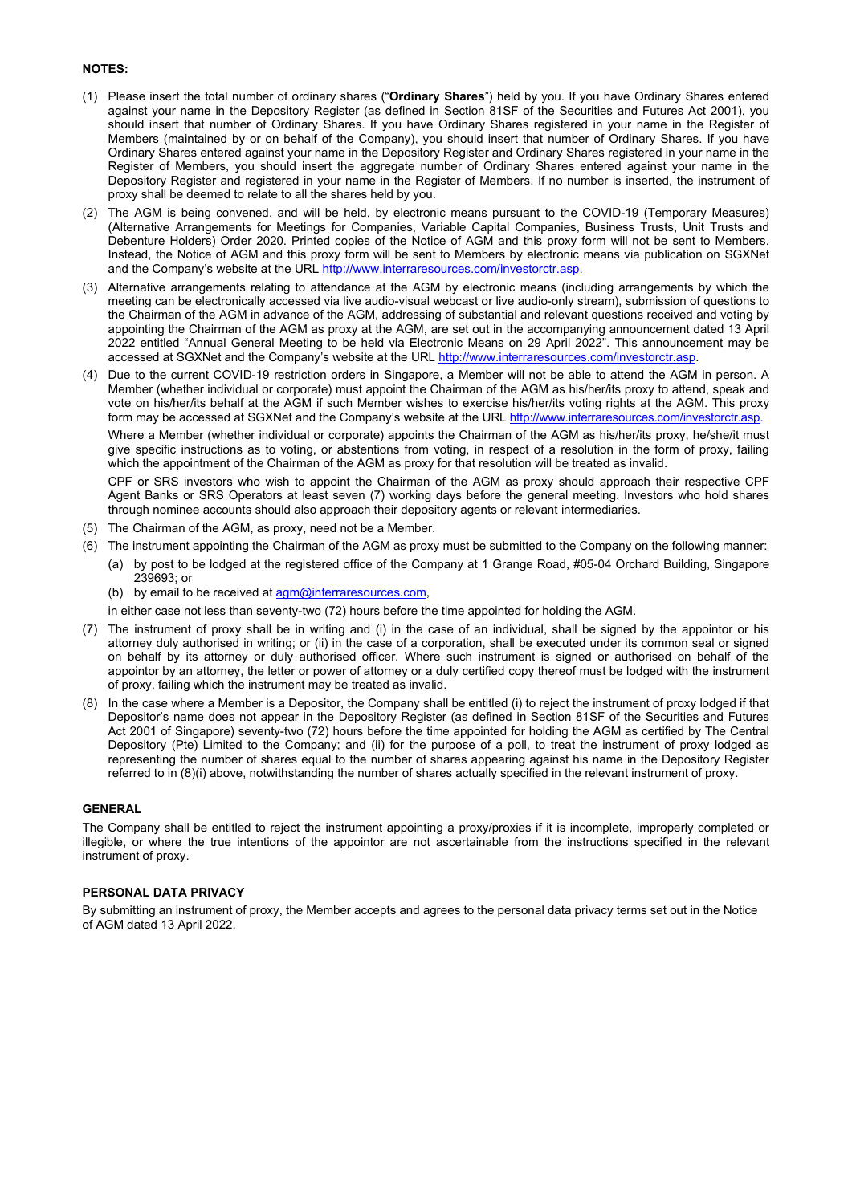**NOTES:**

(1) Please insert the total number of ordinary shares ("**Ordinary Shares**") held by you. If you have Ordinary Shares entered against your name in the Depository Register (as defined in Section 81SF of the Securities and Futures Act 2001), you should insert that number of Ordinary Shares. If you have Ordinary Shares registered in your name in the Register of Members (maintained by or on behalf of the Company), you should insert that number of Ordinary Shares. If you have Ordinary Shares entered against your name in the Depository Register and Ordinary Shares registered in your name in the Register of Members, you should insert the aggregate number of Ordinary Shares entered against your name in the Depository Register and registered in your name in the Register of Members. If no number is inserted, the instrument of proxy shall be deemed to relate to all the shares held by you.

(2) The AGM is being convened, and will be held, by electronic means pursuant to the COVID-19 (Temporary Measures) (Alternative Arrangements for Meetings for Companies, Variable Capital Companies, Business Trusts, Unit Trusts and Debenture Holders) Order 2020. Printed copies of the Notice of AGM and this proxy form will not be sent to Members. Instead, the Notice of AGM and this proxy form will be sent to Members by electronic means via publication on SGXNet and the Company's website at the URL http://www.interraresources.com/investorctr.asp.

(3) Alternative arrangements relating to attendance at the AGM by electronic means (including arrangements by which the meeting can be electronically accessed via live audio-visual webcast or live audio-only stream), submission of questions to the Chairman of the AGM in advance of the AGM, addressing of substantial and relevant questions received and voting by appointing the Chairman of the AGM as proxy at the AGM, are set out in the accompanying announcement dated 13 April 2022 entitled "Annual General Meeting to be held via Electronic Means on 29 April 2022". This announcement may be accessed at SGXNet and the Company's website at the URL http://www.interraresources.com/investorctr.asp.

(4) Due to the current COVID-19 restriction orders in Singapore, a Member will not be able to attend the AGM in person. A Member (whether individual or corporate) must appoint the Chairman of the AGM as his/her/its proxy to attend, speak and vote on his/her/its behalf at the AGM if such Member wishes to exercise his/her/its voting rights at the AGM. This proxy form may be accessed at SGXNet and the Company's website at the URL http://www.interraresources.com/investorctr.asp.

   Where a Member (whether individual or corporate) appoints the Chairman of the AGM as his/her/its proxy, he/she/it must give specific instructions as to voting, or abstentions from voting, in respect of a resolution in the form of proxy, failing which the appointment of the Chairman of the AGM as proxy for that resolution will be treated as invalid.

   CPF or SRS investors who wish to appoint the Chairman of the AGM as proxy should approach their respective CPF Agent Banks or SRS Operators at least seven (7) working days before the general meeting. Investors who hold shares through nominee accounts should also approach their depository agents or relevant intermediaries.

(5) The Chairman of the AGM, as proxy, need not be a Member.

(6) The instrument appointing the Chairman of the AGM as proxy must be submitted to the Company on the following manner:

   (a) by post to be lodged at the registered office of the Company at 1 Grange Road, #05-04 Orchard Building, Singapore 239693; or

   (b) by email to be received at agm@interraresources.com,

   in either case not less than seventy-two (72) hours before the time appointed for holding the AGM.

(7) The instrument of proxy shall be in writing and (i) in the case of an individual, shall be signed by the appointor or his attorney duly authorised in writing; or (ii) in the case of a corporation, shall be executed under its common seal or signed on behalf by its attorney or duly authorised officer. Where such instrument is signed or authorised on behalf of the appointor by an attorney, the letter or power of attorney or a duly certified copy thereof must be lodged with the instrument of proxy, failing which the instrument may be treated as invalid.

(8) In the case where a Member is a Depositor, the Company shall be entitled (i) to reject the instrument of proxy lodged if that Depositor's name does not appear in the Depository Register (as defined in Section 81SF of the Securities and Futures Act 2001 of Singapore) seventy-two (72) hours before the time appointed for holding the AGM as certified by The Central Depository (Pte) Limited to the Company; and (ii) for the purpose of a poll, to treat the instrument of proxy lodged as representing the number of shares equal to the number of shares appearing against his name in the Depository Register referred to in (8)(i) above, notwithstanding the number of shares actually specified in the relevant instrument of proxy.

**GENERAL**

The Company shall be entitled to reject the instrument appointing a proxy/proxies if it is incomplete, improperly completed or illegible, or where the true intentions of the appointor are not ascertainable from the instructions specified in the relevant instrument of proxy.

**PERSONAL DATA PRIVACY**

By submitting an instrument of proxy, the Member accepts and agrees to the personal data privacy terms set out in the Notice of AGM dated 13 April 2022.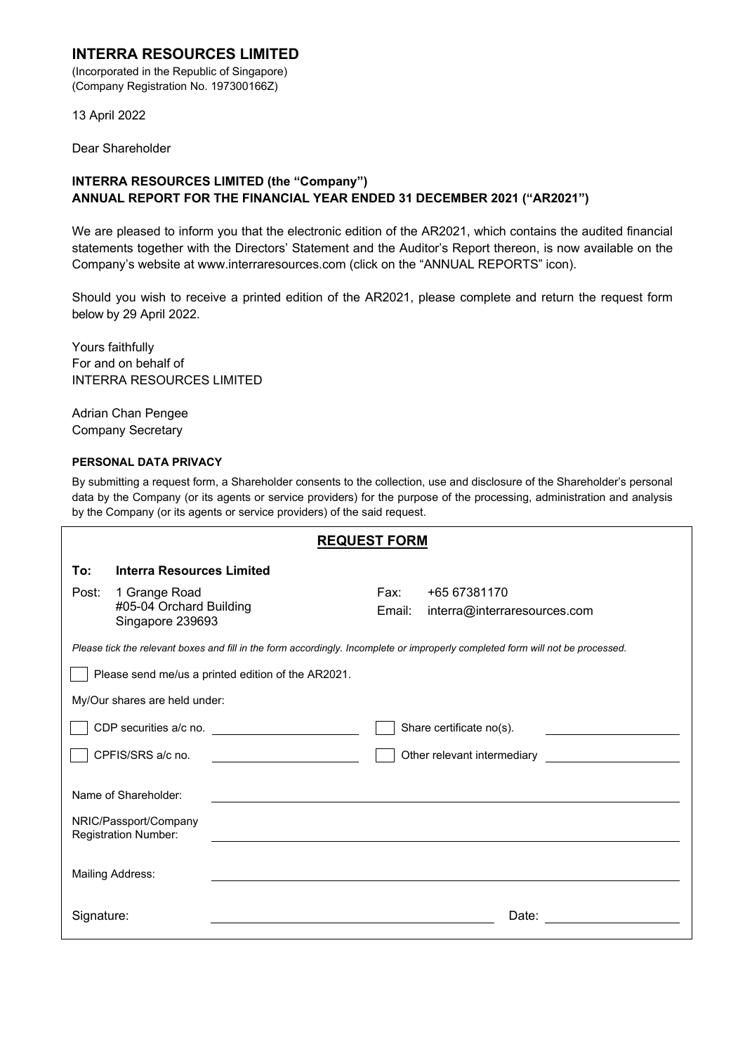# INTERRA RESOURCES LIMITED

(Incorporated in the Republic of Singapore)
(Company Registration No. 197300166Z)

13 April 2022

Dear Shareholder

**INTERRA RESOURCES LIMITED (the "Company")**
**ANNUAL REPORT FOR THE FINANCIAL YEAR ENDED 31 DECEMBER 2021 ("AR2021")**

We are pleased to inform you that the electronic edition of the AR2021, which contains the audited financial statements together with the Directors' Statement and the Auditor's Report thereon, is now available on the Company's website at www.interraresources.com (click on the "ANNUAL REPORTS" icon).

Should you wish to receive a printed edition of the AR2021, please complete and return the request form below by 29 April 2022.

Yours faithfully
For and on behalf of
INTERRA RESOURCES LIMITED

Adrian Chan Pengee
Company Secretary

**PERSONAL DATA PRIVACY**

By submitting a request form, a Shareholder consents to the collection, use and disclosure of the Shareholder's personal data by the Company (or its agents or service providers) for the purpose of the processing, administration and analysis by the Company (or its agents or service providers) of the said request.

## REQUEST FORM

**To: Interra Resources Limited**

Post: 1 Grange Road
#05-04 Orchard Building
Singapore 239693

Fax: +65 67381170
Email: interra@interraresources.com

*Please tick the relevant boxes and fill in the form accordingly. Incomplete or improperly completed form will not be processed.*

☐ Please send me/us a printed edition of the AR2021.

My/Our shares are held under:

☐ CDP securities a/c no. ______________ ☐ Share certificate no(s). ______________

☐ CPFIS/SRS a/c no. ______________ ☐ Other relevant intermediary ______________

Name of Shareholder: ______________

NRIC/Passport/Company Registration Number: ______________

Mailing Address: ______________

Signature: ______________ Date: ______________